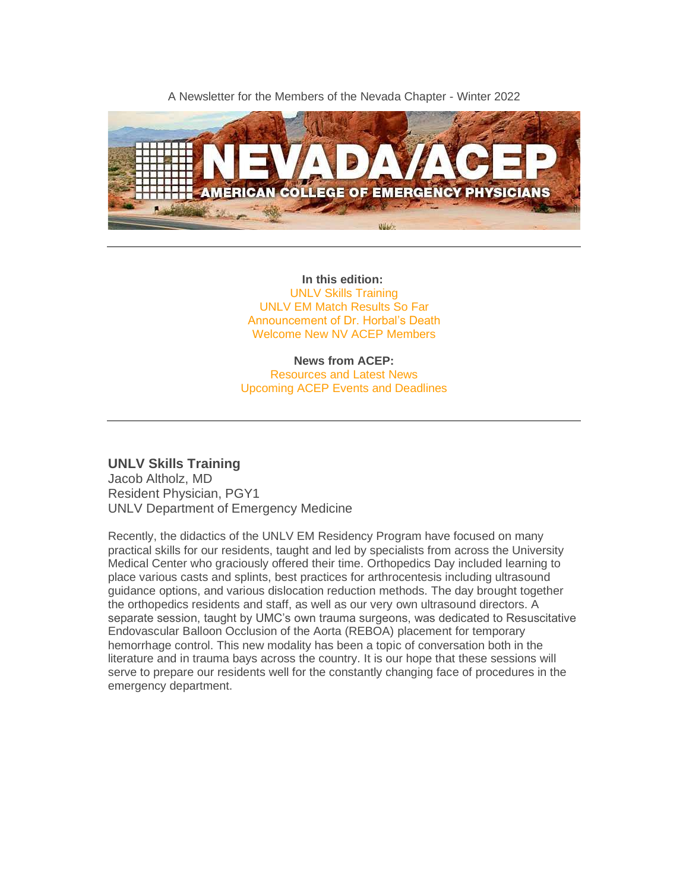A Newsletter for the Members of the Nevada Chapter - Winter 2022

# NEVADA/ACEP

AMERICAN COLLEGE OF EMERGENCY PHYSICIANS

---

**In this edition:**

UNLV Skills Training
UNLV EM Match Results So Far
Announcement of Dr. Horbal's Death
Welcome New NV ACEP Members

**News from ACEP:**

Resources and Latest News
Upcoming ACEP Events and Deadlines

---

## UNLV Skills Training

Jacob Altholz, MD
Resident Physician, PGY1
UNLV Department of Emergency Medicine

Recently, the didactics of the UNLV EM Residency Program have focused on many practical skills for our residents, taught and led by specialists from across the University Medical Center who graciously offered their time. Orthopedics Day included learning to place various casts and splints, best practices for arthrocentesis including ultrasound guidance options, and various dislocation reduction methods. The day brought together the orthopedics residents and staff, as well as our very own ultrasound directors. A separate session, taught by UMC's own trauma surgeons, was dedicated to Resuscitative Endovascular Balloon Occlusion of the Aorta (REBOA) placement for temporary hemorrhage control. This new modality has been a topic of conversation both in the literature and in trauma bays across the country. It is our hope that these sessions will serve to prepare our residents well for the constantly changing face of procedures in the emergency department.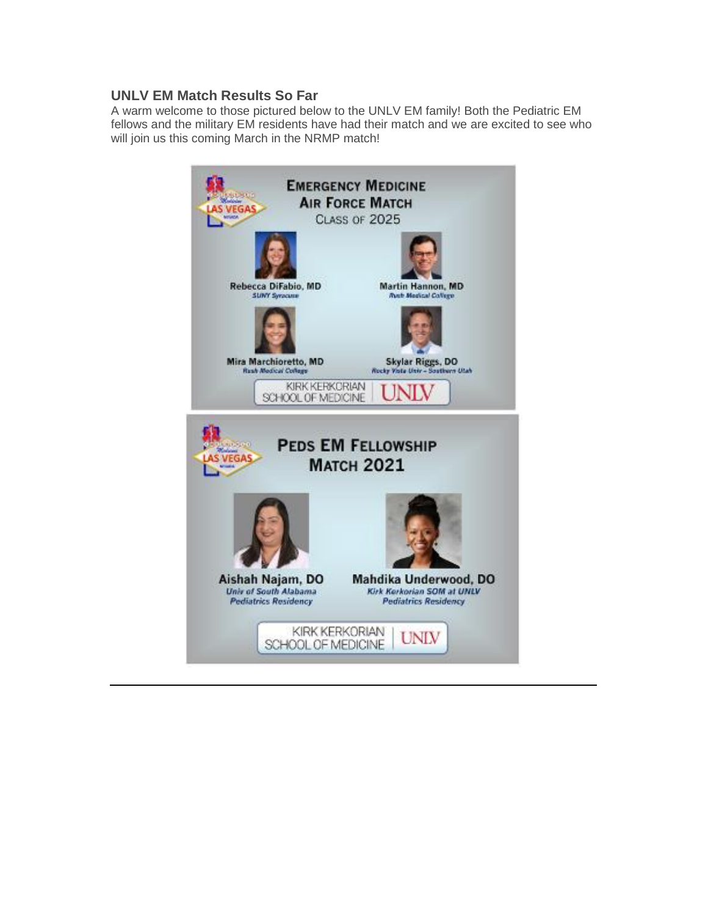## UNLV EM Match Results So Far

A warm welcome to those pictured below to the UNLV EM family! Both the Pediatric EM fellows and the military EM residents have had their match and we are excited to see who will join us this coming March in the NRMP match!

### Emergency Medicine Air Force Match
Class of 2025

**Rebecca DiFabio, MD**
*SUNY Syracuse*

**Martin Hannon, MD**
*Rush Medical College*

**Mira Marchioretto, MD**
*Rush Medical College*

**Skylar Riggs, DO**
*Rocky Vista Univ – Southern Utah*

KIRK KERKORIAN SCHOOL OF MEDICINE | UNLV

### Peds EM Fellowship Match 2021

**Aishah Najam, DO**
*Univ of South Alabama Pediatrics Residency*

**Mahdika Underwood, DO**
*Kirk Kerkorian SOM at UNLV Pediatrics Residency*

KIRK KERKORIAN SCHOOL OF MEDICINE | UNLV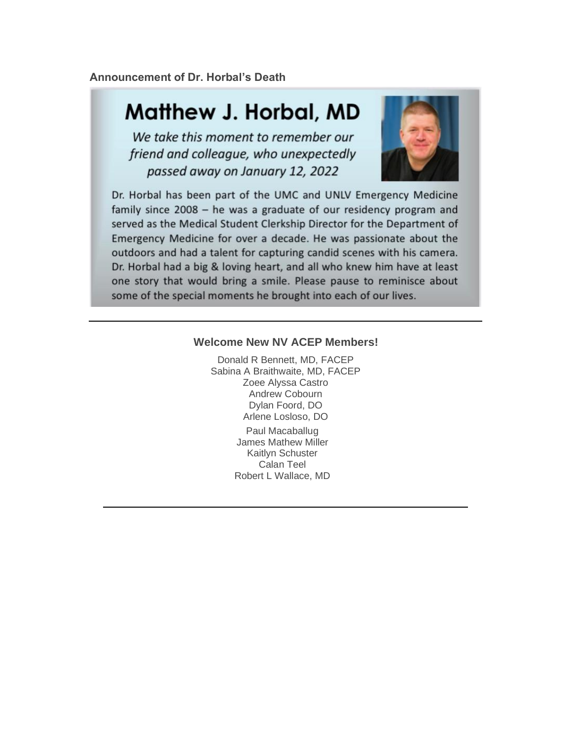**Announcement of Dr. Horbal's Death**

# Matthew J. Horbal, MD

*We take this moment to remember our friend and colleague, who unexpectedly passed away on January 12, 2022*

Dr. Horbal has been part of the UMC and UNLV Emergency Medicine family since 2008 – he was a graduate of our residency program and served as the Medical Student Clerkship Director for the Department of Emergency Medicine for over a decade. He was passionate about the outdoors and had a talent for capturing candid scenes with his camera. Dr. Horbal had a big & loving heart, and all who knew him have at least one story that would bring a smile. Please pause to reminisce about some of the special moments he brought into each of our lives.

---

**Welcome New NV ACEP Members!**

Donald R Bennett, MD, FACEP
Sabina A Braithwaite, MD, FACEP
Zoee Alyssa Castro
Andrew Cobourn
Dylan Foord, DO
Arlene Losloso, DO
Paul Macaballug
James Mathew Miller
Kaitlyn Schuster
Calan Teel
Robert L Wallace, MD

---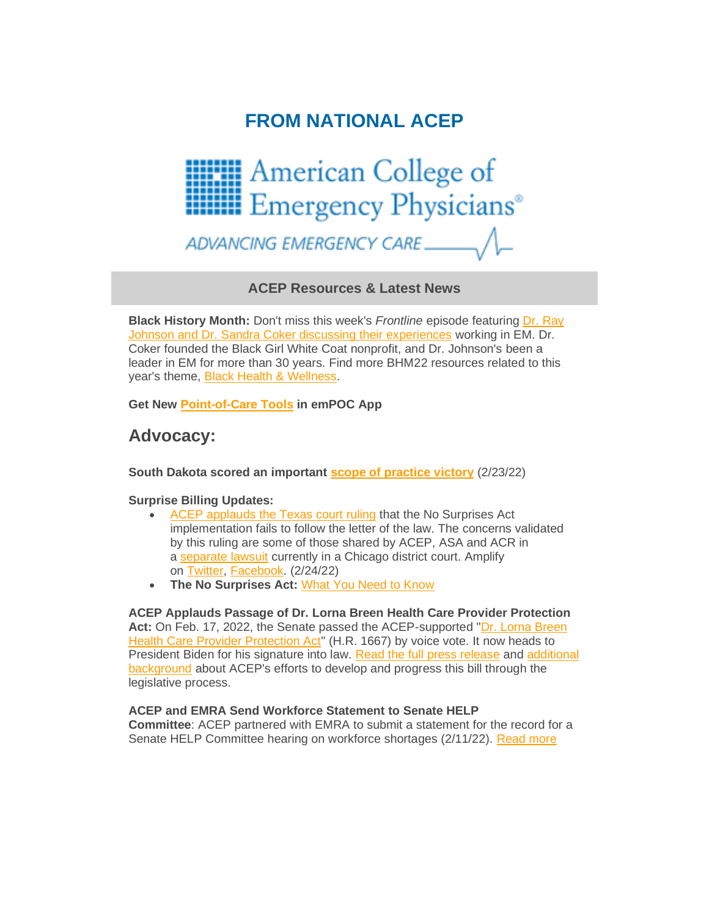# FROM NATIONAL ACEP

American College of Emergency Physicians®

ADVANCING EMERGENCY CARE

## ACEP Resources & Latest News

**Black History Month:** Don't miss this week's *Frontline* episode featuring Dr. Ray Johnson and Dr. Sandra Coker discussing their experiences working in EM. Dr. Coker founded the Black Girl White Coat nonprofit, and Dr. Johnson's been a leader in EM for more than 30 years. Find more BHM22 resources related to this year's theme, Black Health & Wellness.

**Get New Point-of-Care Tools in emPOC App**

## Advocacy:

**South Dakota scored an important scope of practice victory** (2/23/22)

**Surprise Billing Updates:**

- ACEP applauds the Texas court ruling that the No Surprises Act implementation fails to follow the letter of the law. The concerns validated by this ruling are some of those shared by ACEP, ASA and ACR in a separate lawsuit currently in a Chicago district court. Amplify on Twitter, Facebook. (2/24/22)
- **The No Surprises Act:** What You Need to Know

**ACEP Applauds Passage of Dr. Lorna Breen Health Care Provider Protection Act:** On Feb. 17, 2022, the Senate passed the ACEP-supported "Dr. Lorna Breen Health Care Provider Protection Act" (H.R. 1667) by voice vote. It now heads to President Biden for his signature into law. Read the full press release and additional background about ACEP's efforts to develop and progress this bill through the legislative process.

**ACEP and EMRA Send Workforce Statement to Senate HELP Committee**: ACEP partnered with EMRA to submit a statement for the record for a Senate HELP Committee hearing on workforce shortages (2/11/22). Read more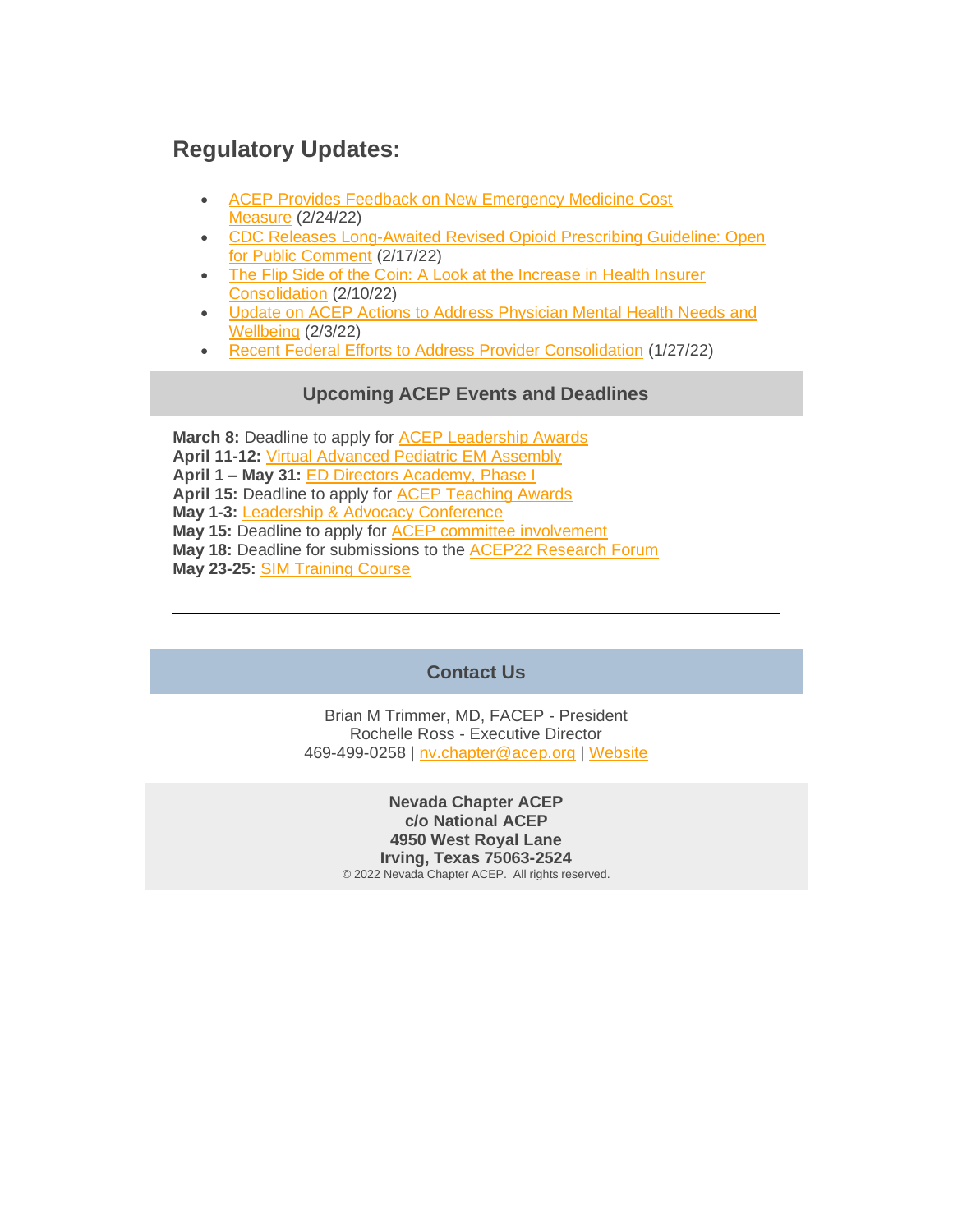## Regulatory Updates:

- ACEP Provides Feedback on New Emergency Medicine Cost Measure (2/24/22)
- CDC Releases Long-Awaited Revised Opioid Prescribing Guideline: Open for Public Comment (2/17/22)
- The Flip Side of the Coin: A Look at the Increase in Health Insurer Consolidation (2/10/22)
- Update on ACEP Actions to Address Physician Mental Health Needs and Wellbeing (2/3/22)
- Recent Federal Efforts to Address Provider Consolidation (1/27/22)

### Upcoming ACEP Events and Deadlines

**March 8:** Deadline to apply for ACEP Leadership Awards
**April 11-12:** Virtual Advanced Pediatric EM Assembly
**April 1 – May 31:** ED Directors Academy, Phase I
**April 15:** Deadline to apply for ACEP Teaching Awards
**May 1-3:** Leadership & Advocacy Conference
**May 15:** Deadline to apply for ACEP committee involvement
**May 18:** Deadline for submissions to the ACEP22 Research Forum
**May 23-25:** SIM Training Course

---

### Contact Us

Brian M Trimmer, MD, FACEP - President
Rochelle Ross - Executive Director
469-499-0258 | nv.chapter@acep.org | Website

**Nevada Chapter ACEP**
**c/o National ACEP**
**4950 West Royal Lane**
**Irving, Texas 75063-2524**
© 2022 Nevada Chapter ACEP. All rights reserved.